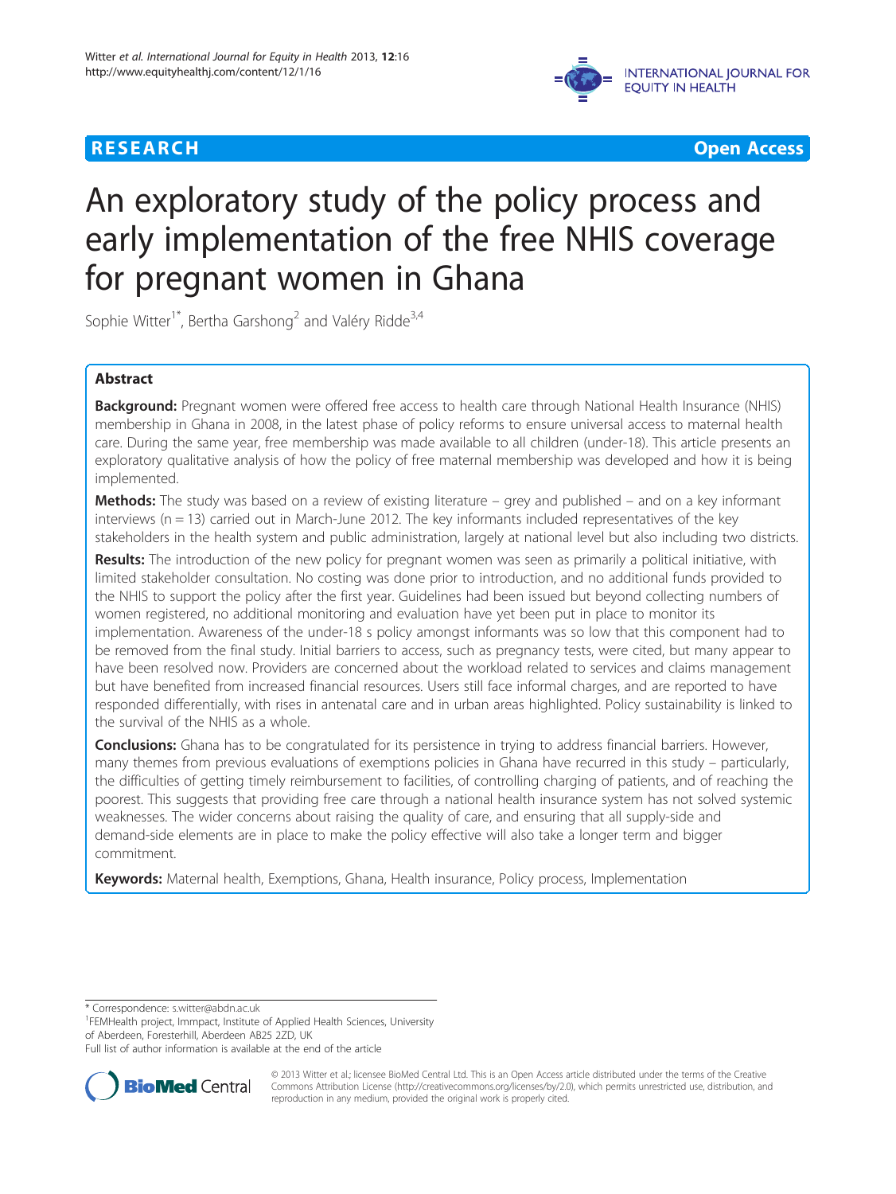**RESEARCH** **Open Access**

# An exploratory study of the policy process and early implementation of the free NHIS coverage for pregnant women in Ghana

Sophie Witter[1*], Bertha Garshong[2] and Valéry Ridde[3,4]

## Abstract

**Background:** Pregnant women were offered free access to health care through National Health Insurance (NHIS) membership in Ghana in 2008, in the latest phase of policy reforms to ensure universal access to maternal health care. During the same year, free membership was made available to all children (under-18). This article presents an exploratory qualitative analysis of how the policy of free maternal membership was developed and how it is being implemented.

**Methods:** The study was based on a review of existing literature – grey and published – and on a key informant interviews (n = 13) carried out in March-June 2012. The key informants included representatives of the key stakeholders in the health system and public administration, largely at national level but also including two districts.

**Results:** The introduction of the new policy for pregnant women was seen as primarily a political initiative, with limited stakeholder consultation. No costing was done prior to introduction, and no additional funds provided to the NHIS to support the policy after the first year. Guidelines had been issued but beyond collecting numbers of women registered, no additional monitoring and evaluation have yet been put in place to monitor its implementation. Awareness of the under-18 s policy amongst informants was so low that this component had to be removed from the final study. Initial barriers to access, such as pregnancy tests, were cited, but many appear to have been resolved now. Providers are concerned about the workload related to services and claims management but have benefited from increased financial resources. Users still face informal charges, and are reported to have responded differentially, with rises in antenatal care and in urban areas highlighted. Policy sustainability is linked to the survival of the NHIS as a whole.

**Conclusions:** Ghana has to be congratulated for its persistence in trying to address financial barriers. However, many themes from previous evaluations of exemptions policies in Ghana have recurred in this study – particularly, the difficulties of getting timely reimbursement to facilities, of controlling charging of patients, and of reaching the poorest. This suggests that providing free care through a national health insurance system has not solved systemic weaknesses. The wider concerns about raising the quality of care, and ensuring that all supply-side and demand-side elements are in place to make the policy effective will also take a longer term and bigger commitment.

**Keywords:** Maternal health, Exemptions, Ghana, Health insurance, Policy process, Implementation

---

\* Correspondence: s.witter@abdn.ac.uk

[1]FEMHealth project, Immpact, Institute of Applied Health Sciences, University of Aberdeen, Foresterhill, Aberdeen AB25 2ZD, UK

Full list of author information is available at the end of the article

© 2013 Witter et al.; licensee BioMed Central Ltd. This is an Open Access article distributed under the terms of the Creative Commons Attribution License (http://creativecommons.org/licenses/by/2.0), which permits unrestricted use, distribution, and reproduction in any medium, provided the original work is properly cited.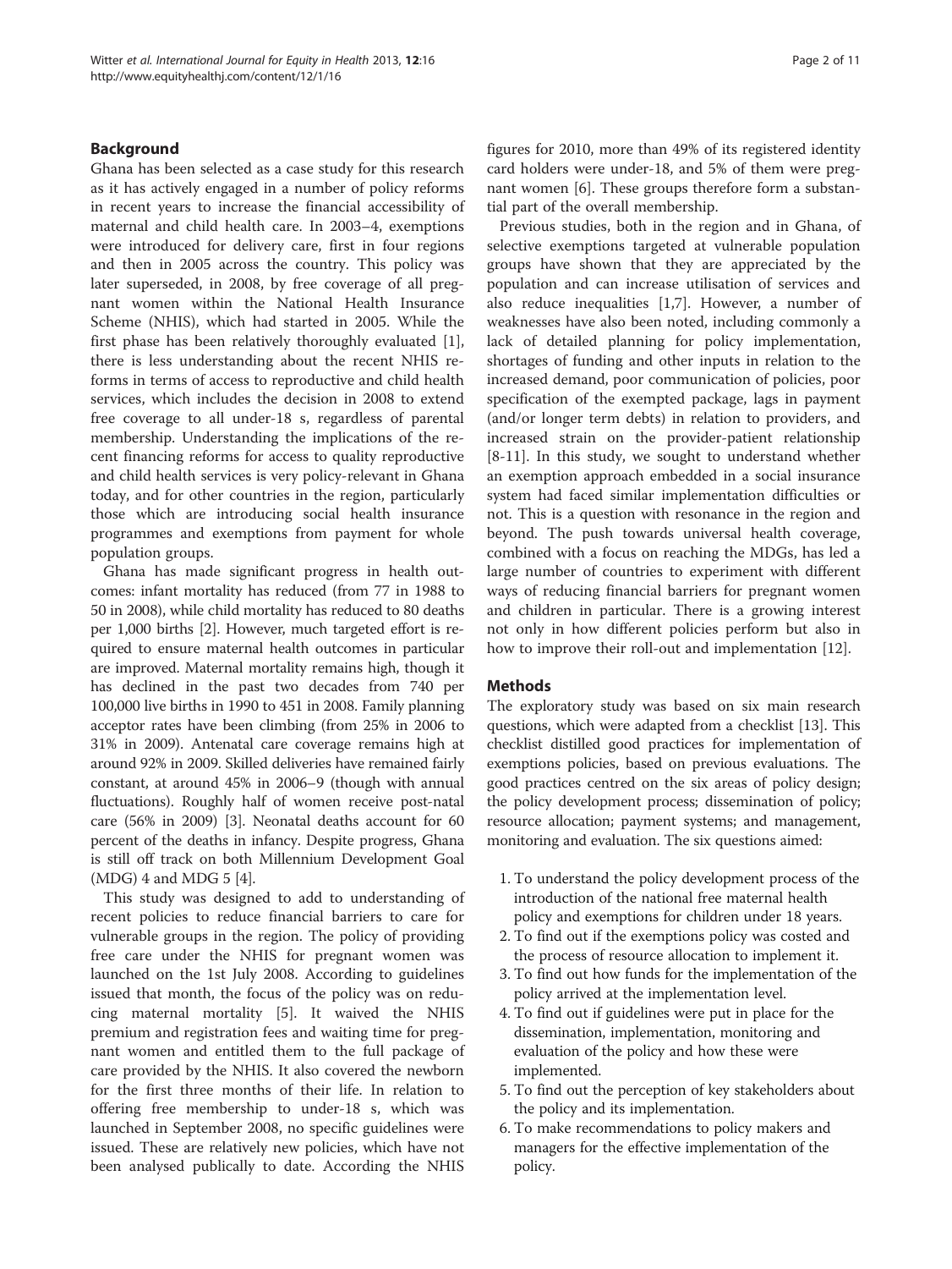## Background

Ghana has been selected as a case study for this research as it has actively engaged in a number of policy reforms in recent years to increase the financial accessibility of maternal and child health care. In 2003–4, exemptions were introduced for delivery care, first in four regions and then in 2005 across the country. This policy was later superseded, in 2008, by free coverage of all pregnant women within the National Health Insurance Scheme (NHIS), which had started in 2005. While the first phase has been relatively thoroughly evaluated [1], there is less understanding about the recent NHIS reforms in terms of access to reproductive and child health services, which includes the decision in 2008 to extend free coverage to all under-18 s, regardless of parental membership. Understanding the implications of the recent financing reforms for access to quality reproductive and child health services is very policy-relevant in Ghana today, and for other countries in the region, particularly those which are introducing social health insurance programmes and exemptions from payment for whole population groups.

Ghana has made significant progress in health outcomes: infant mortality has reduced (from 77 in 1988 to 50 in 2008), while child mortality has reduced to 80 deaths per 1,000 births [2]. However, much targeted effort is required to ensure maternal health outcomes in particular are improved. Maternal mortality remains high, though it has declined in the past two decades from 740 per 100,000 live births in 1990 to 451 in 2008. Family planning acceptor rates have been climbing (from 25% in 2006 to 31% in 2009). Antenatal care coverage remains high at around 92% in 2009. Skilled deliveries have remained fairly constant, at around 45% in 2006–9 (though with annual fluctuations). Roughly half of women receive post-natal care (56% in 2009) [3]. Neonatal deaths account for 60 percent of the deaths in infancy. Despite progress, Ghana is still off track on both Millennium Development Goal (MDG) 4 and MDG 5 [4].

This study was designed to add to understanding of recent policies to reduce financial barriers to care for vulnerable groups in the region. The policy of providing free care under the NHIS for pregnant women was launched on the 1st July 2008. According to guidelines issued that month, the focus of the policy was on reducing maternal mortality [5]. It waived the NHIS premium and registration fees and waiting time for pregnant women and entitled them to the full package of care provided by the NHIS. It also covered the newborn for the first three months of their life. In relation to offering free membership to under-18 s, which was launched in September 2008, no specific guidelines were issued. These are relatively new policies, which have not been analysed publically to date. According the NHIS figures for 2010, more than 49% of its registered identity card holders were under-18, and 5% of them were pregnant women [6]. These groups therefore form a substantial part of the overall membership.

Previous studies, both in the region and in Ghana, of selective exemptions targeted at vulnerable population groups have shown that they are appreciated by the population and can increase utilisation of services and also reduce inequalities [1,7]. However, a number of weaknesses have also been noted, including commonly a lack of detailed planning for policy implementation, shortages of funding and other inputs in relation to the increased demand, poor communication of policies, poor specification of the exempted package, lags in payment (and/or longer term debts) in relation to providers, and increased strain on the provider-patient relationship [8-11]. In this study, we sought to understand whether an exemption approach embedded in a social insurance system had faced similar implementation difficulties or not. This is a question with resonance in the region and beyond. The push towards universal health coverage, combined with a focus on reaching the MDGs, has led a large number of countries to experiment with different ways of reducing financial barriers for pregnant women and children in particular. There is a growing interest not only in how different policies perform but also in how to improve their roll-out and implementation [12].

## Methods

The exploratory study was based on six main research questions, which were adapted from a checklist [13]. This checklist distilled good practices for implementation of exemptions policies, based on previous evaluations. The good practices centred on the six areas of policy design; the policy development process; dissemination of policy; resource allocation; payment systems; and management, monitoring and evaluation. The six questions aimed:

1. To understand the policy development process of the introduction of the national free maternal health policy and exemptions for children under 18 years.
2. To find out if the exemptions policy was costed and the process of resource allocation to implement it.
3. To find out how funds for the implementation of the policy arrived at the implementation level.
4. To find out if guidelines were put in place for the dissemination, implementation, monitoring and evaluation of the policy and how these were implemented.
5. To find out the perception of key stakeholders about the policy and its implementation.
6. To make recommendations to policy makers and managers for the effective implementation of the policy.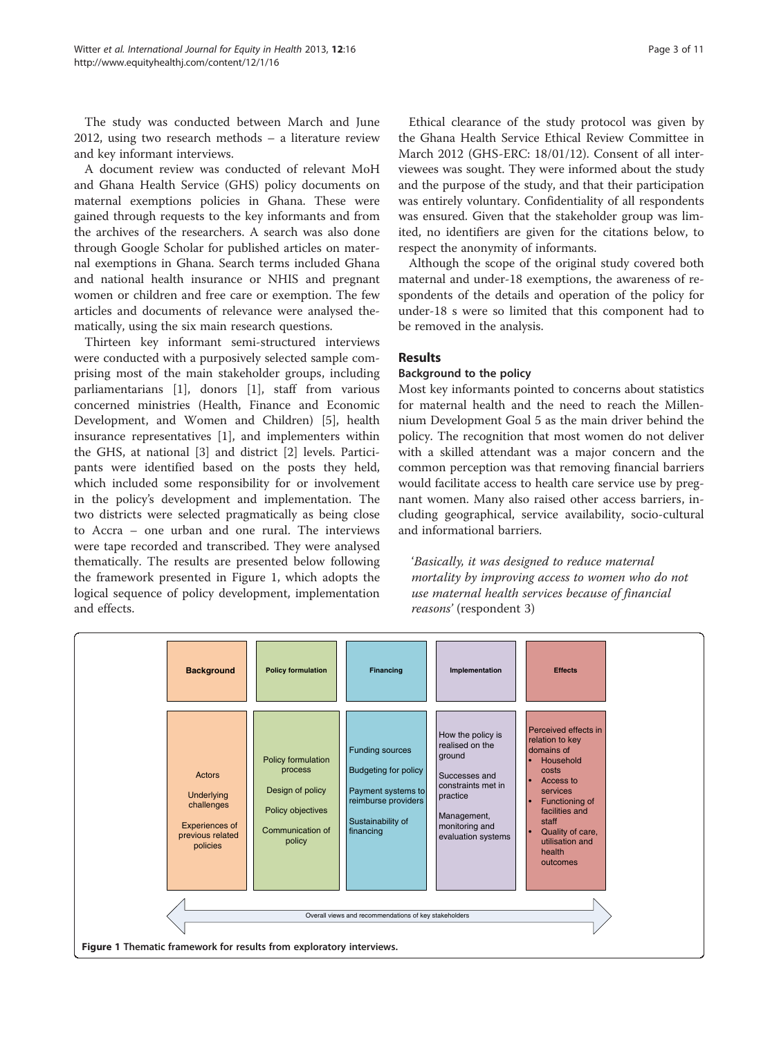The study was conducted between March and June 2012, using two research methods – a literature review and key informant interviews.

A document review was conducted of relevant MoH and Ghana Health Service (GHS) policy documents on maternal exemptions policies in Ghana. These were gained through requests to the key informants and from the archives of the researchers. A search was also done through Google Scholar for published articles on maternal exemptions in Ghana. Search terms included Ghana and national health insurance or NHIS and pregnant women or children and free care or exemption. The few articles and documents of relevance were analysed thematically, using the six main research questions.

Thirteen key informant semi-structured interviews were conducted with a purposively selected sample comprising most of the main stakeholder groups, including parliamentarians [1], donors [1], staff from various concerned ministries (Health, Finance and Economic Development, and Women and Children) [5], health insurance representatives [1], and implementers within the GHS, at national [3] and district [2] levels. Participants were identified based on the posts they held, which included some responsibility for or involvement in the policy's development and implementation. The two districts were selected pragmatically as being close to Accra – one urban and one rural. The interviews were tape recorded and transcribed. They were analysed thematically. The results are presented below following the framework presented in Figure 1, which adopts the logical sequence of policy development, implementation and effects.

Ethical clearance of the study protocol was given by the Ghana Health Service Ethical Review Committee in March 2012 (GHS-ERC: 18/01/12). Consent of all interviewees was sought. They were informed about the study and the purpose of the study, and that their participation was entirely voluntary. Confidentiality of all respondents was ensured. Given that the stakeholder group was limited, no identifiers are given for the citations below, to respect the anonymity of informants.

Although the scope of the original study covered both maternal and under-18 exemptions, the awareness of respondents of the details and operation of the policy for under-18 s were so limited that this component had to be removed in the analysis.

## Results

### Background to the policy

Most key informants pointed to concerns about statistics for maternal health and the need to reach the Millennium Development Goal 5 as the main driver behind the policy. The recognition that most women do not deliver with a skilled attendant was a major concern and the common perception was that removing financial barriers would facilitate access to health care service use by pregnant women. Many also raised other access barriers, including geographical, service availability, socio-cultural and informational barriers.

> *'Basically, it was designed to reduce maternal mortality by improving access to women who do not use maternal health services because of financial reasons'* (respondent 3)

| Background | Policy formulation | Financing | Implementation | Effects |
| --- | --- | --- | --- | --- |
| Actors<br>Underlying challenges<br>Experiences of previous related policies | Policy formulation process<br>Design of policy<br>Policy objectives<br>Communication of policy | Funding sources<br>Budgeting for policy<br>Payment systems to reimburse providers<br>Sustainability of financing | How the policy is realised on the ground<br>Successes and constraints met in practice<br>Management, monitoring and evaluation systems | Perceived effects in relation to key domains of<br>• Household costs<br>• Access to services<br>• Functioning of facilities and staff<br>• Quality of care, utilisation and health outcomes |

Overall views and recommendations of key stakeholders

**Figure 1 Thematic framework for results from exploratory interviews.**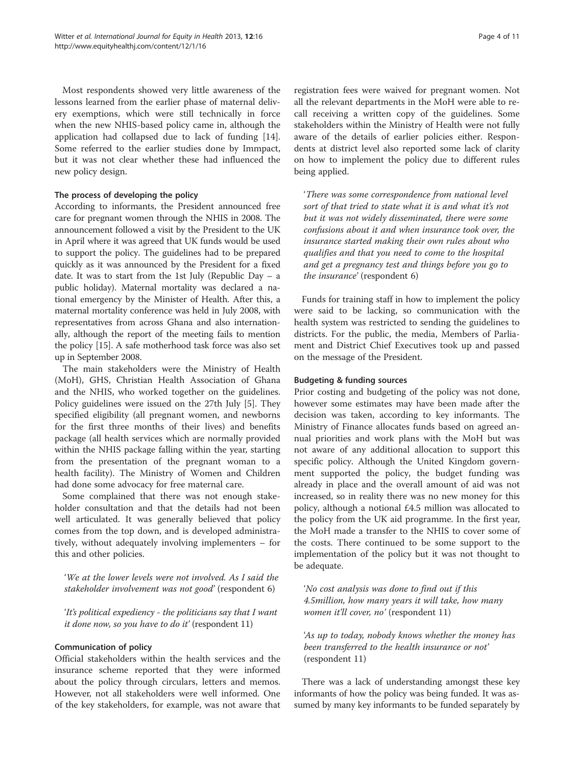Most respondents showed very little awareness of the lessons learned from the earlier phase of maternal delivery exemptions, which were still technically in force when the new NHIS-based policy came in, although the application had collapsed due to lack of funding [14]. Some referred to the earlier studies done by Immpact, but it was not clear whether these had influenced the new policy design.

### The process of developing the policy

According to informants, the President announced free care for pregnant women through the NHIS in 2008. The announcement followed a visit by the President to the UK in April where it was agreed that UK funds would be used to support the policy. The guidelines had to be prepared quickly as it was announced by the President for a fixed date. It was to start from the 1st July (Republic Day – a public holiday). Maternal mortality was declared a national emergency by the Minister of Health. After this, a maternal mortality conference was held in July 2008, with representatives from across Ghana and also internationally, although the report of the meeting fails to mention the policy [15]. A safe motherhood task force was also set up in September 2008.

The main stakeholders were the Ministry of Health (MoH), GHS, Christian Health Association of Ghana and the NHIS, who worked together on the guidelines. Policy guidelines were issued on the 27th July [5]. They specified eligibility (all pregnant women, and newborns for the first three months of their lives) and benefits package (all health services which are normally provided within the NHIS package falling within the year, starting from the presentation of the pregnant woman to a health facility). The Ministry of Women and Children had done some advocacy for free maternal care.

Some complained that there was not enough stakeholder consultation and that the details had not been well articulated. It was generally believed that policy comes from the top down, and is developed administratively, without adequately involving implementers – for this and other policies.

*'We at the lower levels were not involved. As I said the stakeholder involvement was not good'* (respondent 6)

*'It's political expediency - the politicians say that I want it done now, so you have to do it'* (respondent 11)

### Communication of policy

Official stakeholders within the health services and the insurance scheme reported that they were informed about the policy through circulars, letters and memos. However, not all stakeholders were well informed. One of the key stakeholders, for example, was not aware that registration fees were waived for pregnant women. Not all the relevant departments in the MoH were able to recall receiving a written copy of the guidelines. Some stakeholders within the Ministry of Health were not fully aware of the details of earlier policies either. Respondents at district level also reported some lack of clarity on how to implement the policy due to different rules being applied.

*'There was some correspondence from national level sort of that tried to state what it is and what it's not but it was not widely disseminated, there were some confusions about it and when insurance took over, the insurance started making their own rules about who qualifies and that you need to come to the hospital and get a pregnancy test and things before you go to the insurance'* (respondent 6)

Funds for training staff in how to implement the policy were said to be lacking, so communication with the health system was restricted to sending the guidelines to districts. For the public, the media, Members of Parliament and District Chief Executives took up and passed on the message of the President.

### Budgeting & funding sources

Prior costing and budgeting of the policy was not done, however some estimates may have been made after the decision was taken, according to key informants. The Ministry of Finance allocates funds based on agreed annual priorities and work plans with the MoH but was not aware of any additional allocation to support this specific policy. Although the United Kingdom government supported the policy, the budget funding was already in place and the overall amount of aid was not increased, so in reality there was no new money for this policy, although a notional £4.5 million was allocated to the policy from the UK aid programme. In the first year, the MoH made a transfer to the NHIS to cover some of the costs. There continued to be some support to the implementation of the policy but it was not thought to be adequate.

*'No cost analysis was done to find out if this 4.5million, how many years it will take, how many women it'll cover, no'* (respondent 11)

*'As up to today, nobody knows whether the money has been transferred to the health insurance or not'* (respondent 11)

There was a lack of understanding amongst these key informants of how the policy was being funded. It was assumed by many key informants to be funded separately by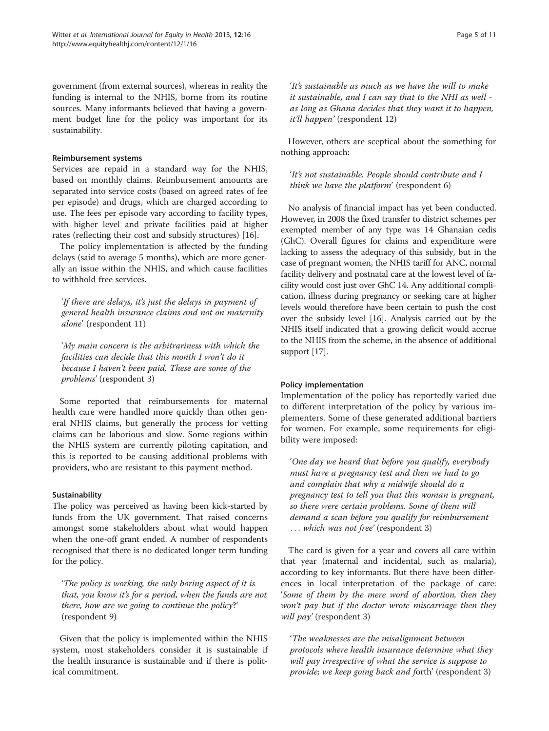government (from external sources), whereas in reality the funding is internal to the NHIS, borne from its routine sources. Many informants believed that having a government budget line for the policy was important for its sustainability.

#### Reimbursement systems

Services are repaid in a standard way for the NHIS, based on monthly claims. Reimbursement amounts are separated into service costs (based on agreed rates of fee per episode) and drugs, which are charged according to use. The fees per episode vary according to facility types, with higher level and private facilities paid at higher rates (reflecting their cost and subsidy structures) [16].

The policy implementation is affected by the funding delays (said to average 5 months), which are more generally an issue within the NHIS, and which cause facilities to withhold free services.

> '*If there are delays, it's just the delays in payment of general health insurance claims and not on maternity alone*' (respondent 11)

> '*My main concern is the arbitrariness with which the facilities can decide that this month I won't do it because I haven't been paid. These are some of the problems*' (respondent 3)

Some reported that reimbursements for maternal health care were handled more quickly than other general NHIS claims, but generally the process for vetting claims can be laborious and slow. Some regions within the NHIS system are currently piloting capitation, and this is reported to be causing additional problems with providers, who are resistant to this payment method.

#### Sustainability

The policy was perceived as having been kick-started by funds from the UK government. That raised concerns amongst some stakeholders about what would happen when the one-off grant ended. A number of respondents recognised that there is no dedicated longer term funding for the policy.

> '*The policy is working, the only boring aspect of it is that, you know it's for a period, when the funds are not there, how are we going to continue the policy*?' (respondent 9)

Given that the policy is implemented within the NHIS system, most stakeholders consider it is sustainable if the health insurance is sustainable and if there is political commitment.

> '*It's sustainable as much as we have the will to make it sustainable, and I can say that to the NHI as well - as long as Ghana decides that they want it to happen, it'll happen*' (respondent 12)

However, others are sceptical about the something for nothing approach:

> '*It's not sustainable. People should contribute and I think we have the platform*' (respondent 6)

No analysis of financial impact has yet been conducted. However, in 2008 the fixed transfer to district schemes per exempted member of any type was 14 Ghanaian cedis (GhC). Overall figures for claims and expenditure were lacking to assess the adequacy of this subsidy, but in the case of pregnant women, the NHIS tariff for ANC, normal facility delivery and postnatal care at the lowest level of facility would cost just over GhC 14. Any additional complication, illness during pregnancy or seeking care at higher levels would therefore have been certain to push the cost over the subsidy level [16]. Analysis carried out by the NHIS itself indicated that a growing deficit would accrue to the NHIS from the scheme, in the absence of additional support [17].

#### Policy implementation

Implementation of the policy has reportedly varied due to different interpretation of the policy by various implementers. Some of these generated additional barriers for women. For example, some requirements for eligibility were imposed:

> '*One day we heard that before you qualify, everybody must have a pregnancy test and then we had to go and complain that why a midwife should do a pregnancy test to tell you that this woman is pregnant, so there were certain problems. Some of them will demand a scan before you qualify for reimbursement . . . which was not free*' (respondent 3)

The card is given for a year and covers all care within that year (maternal and incidental, such as malaria), according to key informants. But there have been differences in local interpretation of the package of care: '*Some of them by the mere word of abortion, then they won't pay but if the doctor wrote miscarriage then they will pay*' (respondent 3)

> '*The weaknesses are the misalignment between protocols where health insurance determine what they will pay irrespective of what the service is suppose to provide; we keep going back and f*orth' (respondent 3)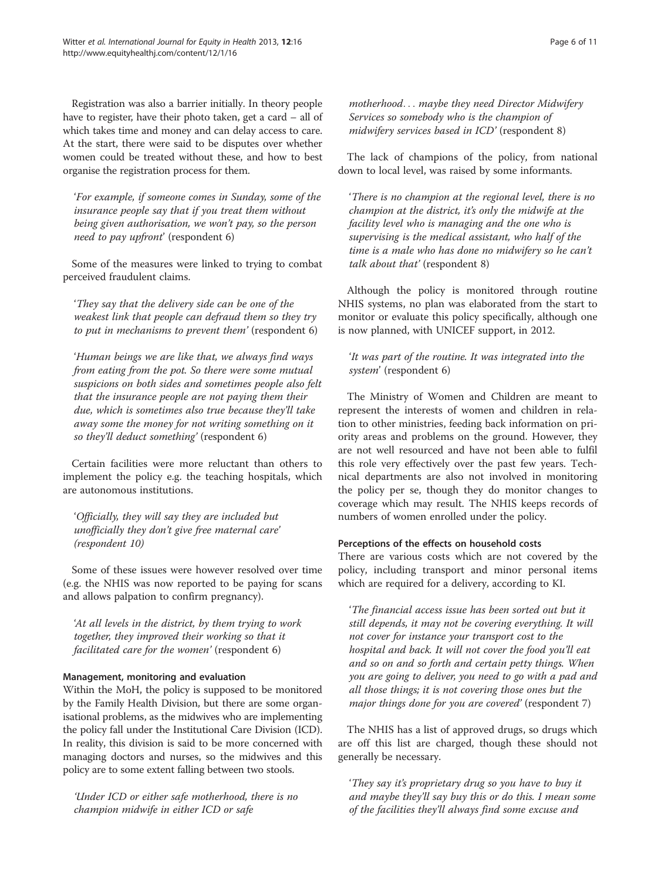Registration was also a barrier initially. In theory people have to register, have their photo taken, get a card – all of which takes time and money and can delay access to care. At the start, there were said to be disputes over whether women could be treated without these, and how to best organise the registration process for them.

> '*For example, if someone comes in Sunday, some of the insurance people say that if you treat them without being given authorisation, we won't pay, so the person need to pay upfront*' (respondent 6)

Some of the measures were linked to trying to combat perceived fraudulent claims.

> '*They say that the delivery side can be one of the weakest link that people can defraud them so they try to put in mechanisms to prevent them*' (respondent 6)

> '*Human beings we are like that, we always find ways from eating from the pot. So there were some mutual suspicions on both sides and sometimes people also felt that the insurance people are not paying them their due, which is sometimes also true because they'll take away some the money for not writing something on it so they'll deduct something*' (respondent 6)

Certain facilities were more reluctant than others to implement the policy e.g. the teaching hospitals, which are autonomous institutions.

> '*Officially, they will say they are included but unofficially they don't give free maternal care*' (respondent 10)

Some of these issues were however resolved over time (e.g. the NHIS was now reported to be paying for scans and allows palpation to confirm pregnancy).

> '*At all levels in the district, by them trying to work together, they improved their working so that it facilitated care for the women*' (respondent 6)

#### Management, monitoring and evaluation

Within the MoH, the policy is supposed to be monitored by the Family Health Division, but there are some organisational problems, as the midwives who are implementing the policy fall under the Institutional Care Division (ICD). In reality, this division is said to be more concerned with managing doctors and nurses, so the midwives and this policy are to some extent falling between two stools.

> '*Under ICD or either safe motherhood, there is no champion midwife in either ICD or safe motherhood… maybe they need Director Midwifery Services so somebody who is the champion of midwifery services based in ICD*' (respondent 8)

The lack of champions of the policy, from national down to local level, was raised by some informants.

> '*There is no champion at the regional level, there is no champion at the district, it's only the midwife at the facility level who is managing and the one who is supervising is the medical assistant, who half of the time is a male who has done no midwifery so he can't talk about that*' (respondent 8)

Although the policy is monitored through routine NHIS systems, no plan was elaborated from the start to monitor or evaluate this policy specifically, although one is now planned, with UNICEF support, in 2012.

> '*It was part of the routine. It was integrated into the system*' (respondent 6)

The Ministry of Women and Children are meant to represent the interests of women and children in relation to other ministries, feeding back information on priority areas and problems on the ground. However, they are not well resourced and have not been able to fulfil this role very effectively over the past few years. Technical departments are also not involved in monitoring the policy per se, though they do monitor changes to coverage which may result. The NHIS keeps records of numbers of women enrolled under the policy.

#### Perceptions of the effects on household costs

There are various costs which are not covered by the policy, including transport and minor personal items which are required for a delivery, according to KI.

> '*The financial access issue has been sorted out but it still depends, it may not be covering everything. It will not cover for instance your transport cost to the hospital and back. It will not cover the food you'll eat and so on and so forth and certain petty things. When you are going to deliver, you need to go with a pad and all those things; it is not covering those ones but the major things done for you are covered*' (respondent 7)

The NHIS has a list of approved drugs, so drugs which are off this list are charged, though these should not generally be necessary.

> '*They say it's proprietary drug so you have to buy it and maybe they'll say buy this or do this. I mean some of the facilities they'll always find some excuse and*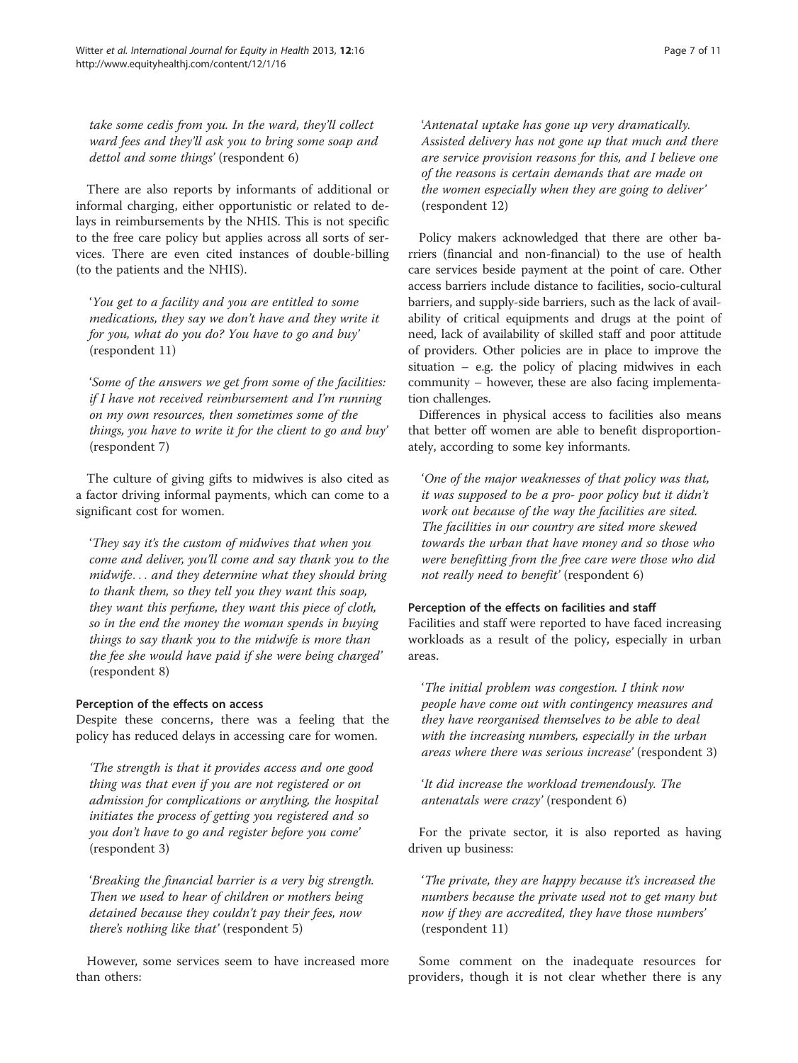*take some cedis from you. In the ward, they'll collect ward fees and they'll ask you to bring some soap and dettol and some things'* (respondent 6)

There are also reports by informants of additional or informal charging, either opportunistic or related to delays in reimbursements by the NHIS. This is not specific to the free care policy but applies across all sorts of services. There are even cited instances of double-billing (to the patients and the NHIS).

> '*You get to a facility and you are entitled to some medications, they say we don't have and they write it for you, what do you do? You have to go and buy'* (respondent 11)

> '*Some of the answers we get from some of the facilities: if I have not received reimbursement and I'm running on my own resources, then sometimes some of the things, you have to write it for the client to go and buy'* (respondent 7)

The culture of giving gifts to midwives is also cited as a factor driving informal payments, which can come to a significant cost for women.

> '*They say it's the custom of midwives that when you come and deliver, you'll come and say thank you to the midwife… and they determine what they should bring to thank them, so they tell you they want this soap, they want this perfume, they want this piece of cloth, so in the end the money the woman spends in buying things to say thank you to the midwife is more than the fee she would have paid if she were being charged'* (respondent 8)

#### Perception of the effects on access

Despite these concerns, there was a feeling that the policy has reduced delays in accessing care for women.

> *'The strength is that it provides access and one good thing was that even if you are not registered or on admission for complications or anything, the hospital initiates the process of getting you registered and so you don't have to go and register before you come'* (respondent 3)

> '*Breaking the financial barrier is a very big strength. Then we used to hear of children or mothers being detained because they couldn't pay their fees, now there's nothing like that'* (respondent 5)

However, some services seem to have increased more than others:

> '*Antenatal uptake has gone up very dramatically. Assisted delivery has not gone up that much and there are service provision reasons for this, and I believe one of the reasons is certain demands that are made on the women especially when they are going to deliver'* (respondent 12)

Policy makers acknowledged that there are other barriers (financial and non-financial) to the use of health care services beside payment at the point of care. Other access barriers include distance to facilities, socio-cultural barriers, and supply-side barriers, such as the lack of availability of critical equipments and drugs at the point of need, lack of availability of skilled staff and poor attitude of providers. Other policies are in place to improve the situation – e.g. the policy of placing midwives in each community – however, these are also facing implementation challenges.

Differences in physical access to facilities also means that better off women are able to benefit disproportionately, according to some key informants.

> '*One of the major weaknesses of that policy was that, it was supposed to be a pro- poor policy but it didn't work out because of the way the facilities are sited. The facilities in our country are sited more skewed towards the urban that have money and so those who were benefitting from the free care were those who did not really need to benefit'* (respondent 6)

#### Perception of the effects on facilities and staff

Facilities and staff were reported to have faced increasing workloads as a result of the policy, especially in urban areas.

> '*The initial problem was congestion. I think now people have come out with contingency measures and they have reorganised themselves to be able to deal with the increasing numbers, especially in the urban areas where there was serious increase'* (respondent 3)

> '*It did increase the workload tremendously. The antenatals were crazy'* (respondent 6)

For the private sector, it is also reported as having driven up business:

> '*The private, they are happy because it's increased the numbers because the private used not to get many but now if they are accredited, they have those numbers'* (respondent 11)

Some comment on the inadequate resources for providers, though it is not clear whether there is any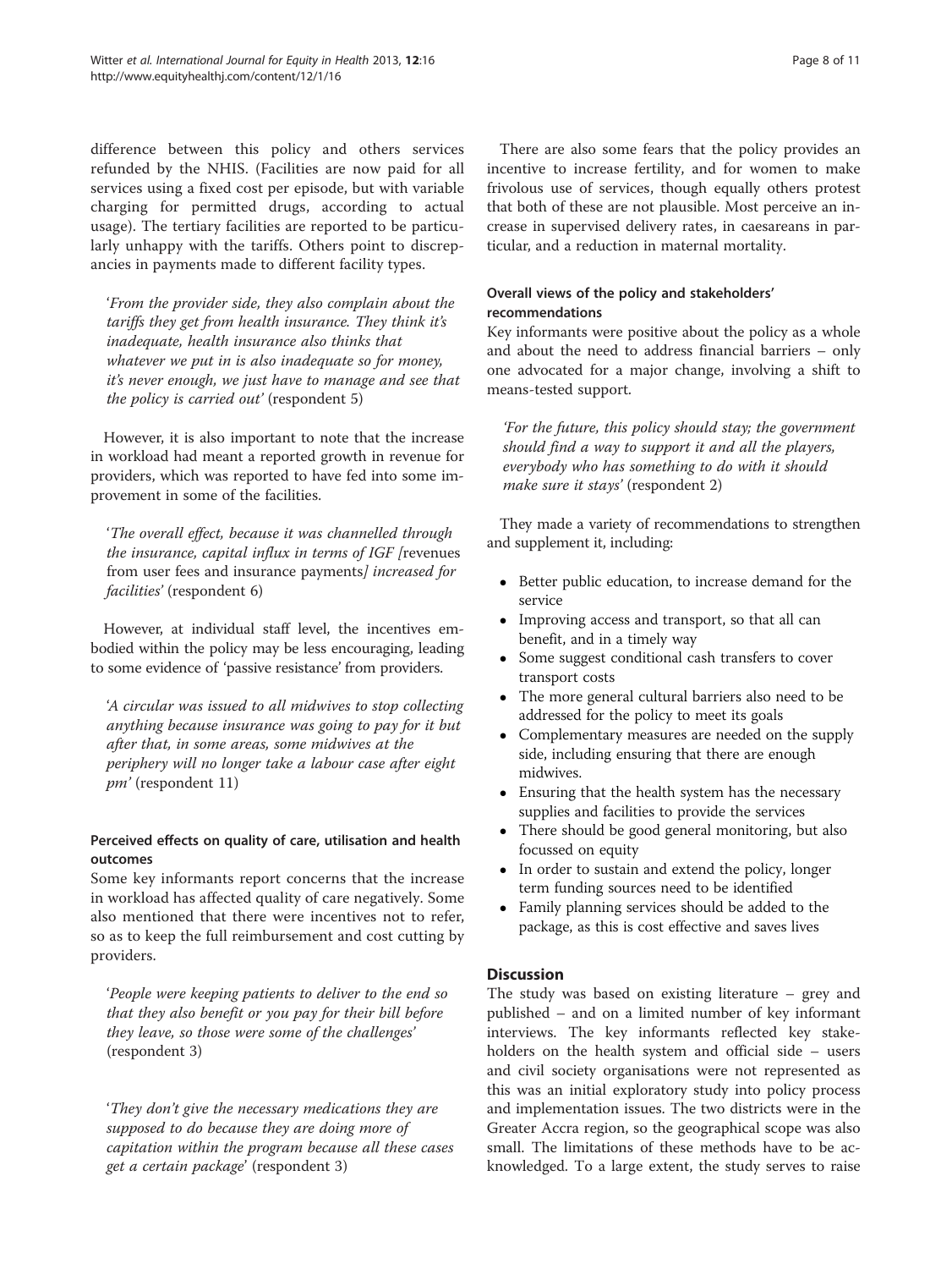difference between this policy and others services refunded by the NHIS. (Facilities are now paid for all services using a fixed cost per episode, but with variable charging for permitted drugs, according to actual usage). The tertiary facilities are reported to be particularly unhappy with the tariffs. Others point to discrepancies in payments made to different facility types.

> '*From the provider side, they also complain about the tariffs they get from health insurance. They think it's inadequate, health insurance also thinks that whatever we put in is also inadequate so for money, it's never enough, we just have to manage and see that the policy is carried out*' (respondent 5)

However, it is also important to note that the increase in workload had meant a reported growth in revenue for providers, which was reported to have fed into some improvement in some of the facilities.

> '*The overall effect, because it was channelled through the insurance, capital influx in terms of IGF [*revenues from user fees and insurance payments*] increased for facilities*' (respondent 6)

However, at individual staff level, the incentives embodied within the policy may be less encouraging, leading to some evidence of 'passive resistance' from providers.

> '*A circular was issued to all midwives to stop collecting anything because insurance was going to pay for it but after that, in some areas, some midwives at the periphery will no longer take a labour case after eight pm*' (respondent 11)

### Perceived effects on quality of care, utilisation and health outcomes

Some key informants report concerns that the increase in workload has affected quality of care negatively. Some also mentioned that there were incentives not to refer, so as to keep the full reimbursement and cost cutting by providers.

> '*People were keeping patients to deliver to the end so that they also benefit or you pay for their bill before they leave, so those were some of the challenges*' (respondent 3)

> '*They don't give the necessary medications they are supposed to do because they are doing more of capitation within the program because all these cases get a certain package*' (respondent 3)

There are also some fears that the policy provides an incentive to increase fertility, and for women to make frivolous use of services, though equally others protest that both of these are not plausible. Most perceive an increase in supervised delivery rates, in caesareans in particular, and a reduction in maternal mortality.

### Overall views of the policy and stakeholders' recommendations

Key informants were positive about the policy as a whole and about the need to address financial barriers – only one advocated for a major change, involving a shift to means-tested support.

> '*For the future, this policy should stay; the government should find a way to support it and all the players, everybody who has something to do with it should make sure it stays*' (respondent 2)

They made a variety of recommendations to strengthen and supplement it, including:

- Better public education, to increase demand for the service
- Improving access and transport, so that all can benefit, and in a timely way
- Some suggest conditional cash transfers to cover transport costs
- The more general cultural barriers also need to be addressed for the policy to meet its goals
- Complementary measures are needed on the supply side, including ensuring that there are enough midwives.
- Ensuring that the health system has the necessary supplies and facilities to provide the services
- There should be good general monitoring, but also focussed on equity
- In order to sustain and extend the policy, longer term funding sources need to be identified
- Family planning services should be added to the package, as this is cost effective and saves lives

## Discussion

The study was based on existing literature – grey and published – and on a limited number of key informant interviews. The key informants reflected key stakeholders on the health system and official side – users and civil society organisations were not represented as this was an initial exploratory study into policy process and implementation issues. The two districts were in the Greater Accra region, so the geographical scope was also small. The limitations of these methods have to be acknowledged. To a large extent, the study serves to raise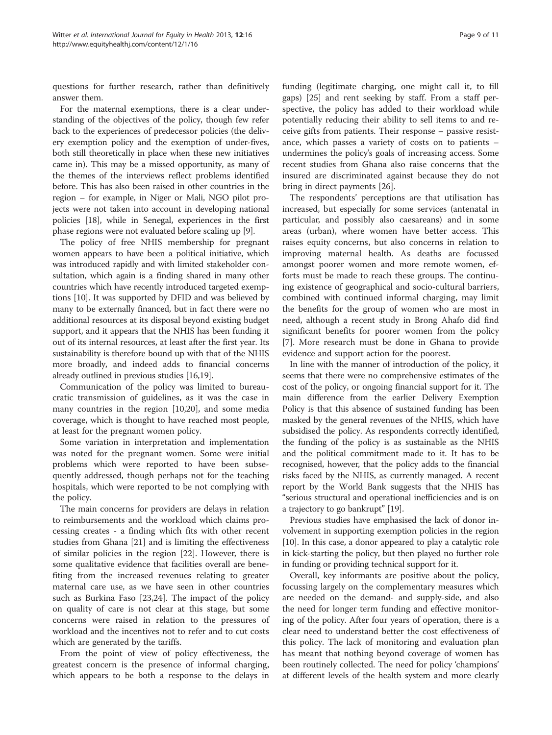questions for further research, rather than definitively answer them.

For the maternal exemptions, there is a clear understanding of the objectives of the policy, though few refer back to the experiences of predecessor policies (the delivery exemption policy and the exemption of under-fives, both still theoretically in place when these new initiatives came in). This may be a missed opportunity, as many of the themes of the interviews reflect problems identified before. This has also been raised in other countries in the region – for example, in Niger or Mali, NGO pilot projects were not taken into account in developing national policies [18], while in Senegal, experiences in the first phase regions were not evaluated before scaling up [9].

The policy of free NHIS membership for pregnant women appears to have been a political initiative, which was introduced rapidly and with limited stakeholder consultation, which again is a finding shared in many other countries which have recently introduced targeted exemptions [10]. It was supported by DFID and was believed by many to be externally financed, but in fact there were no additional resources at its disposal beyond existing budget support, and it appears that the NHIS has been funding it out of its internal resources, at least after the first year. Its sustainability is therefore bound up with that of the NHIS more broadly, and indeed adds to financial concerns already outlined in previous studies [16,19].

Communication of the policy was limited to bureaucratic transmission of guidelines, as it was the case in many countries in the region [10,20], and some media coverage, which is thought to have reached most people, at least for the pregnant women policy.

Some variation in interpretation and implementation was noted for the pregnant women. Some were initial problems which were reported to have been subsequently addressed, though perhaps not for the teaching hospitals, which were reported to be not complying with the policy.

The main concerns for providers are delays in relation to reimbursements and the workload which claims processing creates - a finding which fits with other recent studies from Ghana [21] and is limiting the effectiveness of similar policies in the region [22]. However, there is some qualitative evidence that facilities overall are benefiting from the increased revenues relating to greater maternal care use, as we have seen in other countries such as Burkina Faso [23,24]. The impact of the policy on quality of care is not clear at this stage, but some concerns were raised in relation to the pressures of workload and the incentives not to refer and to cut costs which are generated by the tariffs.

From the point of view of policy effectiveness, the greatest concern is the presence of informal charging, which appears to be both a response to the delays in funding (legitimate charging, one might call it, to fill gaps) [25] and rent seeking by staff. From a staff perspective, the policy has added to their workload while potentially reducing their ability to sell items to and receive gifts from patients. Their response – passive resistance, which passes a variety of costs on to patients – undermines the policy's goals of increasing access. Some recent studies from Ghana also raise concerns that the insured are discriminated against because they do not bring in direct payments [26].

The respondents' perceptions are that utilisation has increased, but especially for some services (antenatal in particular, and possibly also caesareans) and in some areas (urban), where women have better access. This raises equity concerns, but also concerns in relation to improving maternal health. As deaths are focussed amongst poorer women and more remote women, efforts must be made to reach these groups. The continuing existence of geographical and socio-cultural barriers, combined with continued informal charging, may limit the benefits for the group of women who are most in need, although a recent study in Brong Ahafo did find significant benefits for poorer women from the policy [7]. More research must be done in Ghana to provide evidence and support action for the poorest.

In line with the manner of introduction of the policy, it seems that there were no comprehensive estimates of the cost of the policy, or ongoing financial support for it. The main difference from the earlier Delivery Exemption Policy is that this absence of sustained funding has been masked by the general revenues of the NHIS, which have subsidised the policy. As respondents correctly identified, the funding of the policy is as sustainable as the NHIS and the political commitment made to it. It has to be recognised, however, that the policy adds to the financial risks faced by the NHIS, as currently managed. A recent report by the World Bank suggests that the NHIS has "serious structural and operational inefficiencies and is on a trajectory to go bankrupt" [19].

Previous studies have emphasised the lack of donor involvement in supporting exemption policies in the region [10]. In this case, a donor appeared to play a catalytic role in kick-starting the policy, but then played no further role in funding or providing technical support for it.

Overall, key informants are positive about the policy, focussing largely on the complementary measures which are needed on the demand- and supply-side, and also the need for longer term funding and effective monitoring of the policy. After four years of operation, there is a clear need to understand better the cost effectiveness of this policy. The lack of monitoring and evaluation plan has meant that nothing beyond coverage of women has been routinely collected. The need for policy 'champions' at different levels of the health system and more clearly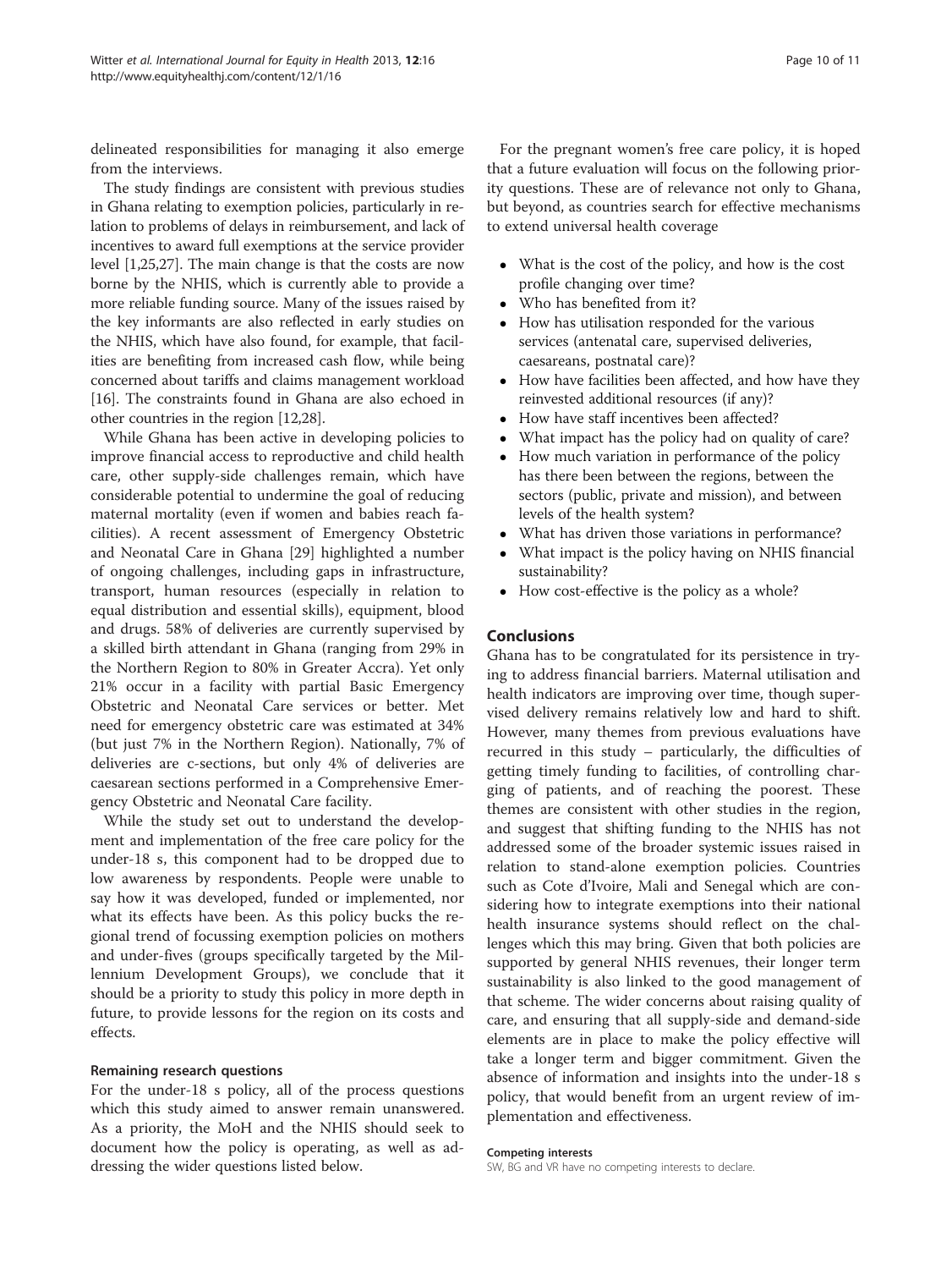delineated responsibilities for managing it also emerge from the interviews.

The study findings are consistent with previous studies in Ghana relating to exemption policies, particularly in relation to problems of delays in reimbursement, and lack of incentives to award full exemptions at the service provider level [1,25,27]. The main change is that the costs are now borne by the NHIS, which is currently able to provide a more reliable funding source. Many of the issues raised by the key informants are also reflected in early studies on the NHIS, which have also found, for example, that facilities are benefiting from increased cash flow, while being concerned about tariffs and claims management workload [16]. The constraints found in Ghana are also echoed in other countries in the region [12,28].

While Ghana has been active in developing policies to improve financial access to reproductive and child health care, other supply-side challenges remain, which have considerable potential to undermine the goal of reducing maternal mortality (even if women and babies reach facilities). A recent assessment of Emergency Obstetric and Neonatal Care in Ghana [29] highlighted a number of ongoing challenges, including gaps in infrastructure, transport, human resources (especially in relation to equal distribution and essential skills), equipment, blood and drugs. 58% of deliveries are currently supervised by a skilled birth attendant in Ghana (ranging from 29% in the Northern Region to 80% in Greater Accra). Yet only 21% occur in a facility with partial Basic Emergency Obstetric and Neonatal Care services or better. Met need for emergency obstetric care was estimated at 34% (but just 7% in the Northern Region). Nationally, 7% of deliveries are c-sections, but only 4% of deliveries are caesarean sections performed in a Comprehensive Emergency Obstetric and Neonatal Care facility.

While the study set out to understand the development and implementation of the free care policy for the under-18 s, this component had to be dropped due to low awareness by respondents. People were unable to say how it was developed, funded or implemented, nor what its effects have been. As this policy bucks the regional trend of focussing exemption policies on mothers and under-fives (groups specifically targeted by the Millennium Development Groups), we conclude that it should be a priority to study this policy in more depth in future, to provide lessons for the region on its costs and effects.

### Remaining research questions

For the under-18 s policy, all of the process questions which this study aimed to answer remain unanswered. As a priority, the MoH and the NHIS should seek to document how the policy is operating, as well as addressing the wider questions listed below.

For the pregnant women's free care policy, it is hoped that a future evaluation will focus on the following priority questions. These are of relevance not only to Ghana, but beyond, as countries search for effective mechanisms to extend universal health coverage

- What is the cost of the policy, and how is the cost profile changing over time?
- Who has benefited from it?
- How has utilisation responded for the various services (antenatal care, supervised deliveries, caesareans, postnatal care)?
- How have facilities been affected, and how have they reinvested additional resources (if any)?
- How have staff incentives been affected?
- What impact has the policy had on quality of care?
- How much variation in performance of the policy has there been between the regions, between the sectors (public, private and mission), and between levels of the health system?
- What has driven those variations in performance?
- What impact is the policy having on NHIS financial sustainability?
- How cost-effective is the policy as a whole?

## Conclusions

Ghana has to be congratulated for its persistence in trying to address financial barriers. Maternal utilisation and health indicators are improving over time, though supervised delivery remains relatively low and hard to shift. However, many themes from previous evaluations have recurred in this study – particularly, the difficulties of getting timely funding to facilities, of controlling charging of patients, and of reaching the poorest. These themes are consistent with other studies in the region, and suggest that shifting funding to the NHIS has not addressed some of the broader systemic issues raised in relation to stand-alone exemption policies. Countries such as Cote d'Ivoire, Mali and Senegal which are considering how to integrate exemptions into their national health insurance systems should reflect on the challenges which this may bring. Given that both policies are supported by general NHIS revenues, their longer term sustainability is also linked to the good management of that scheme. The wider concerns about raising quality of care, and ensuring that all supply-side and demand-side elements are in place to make the policy effective will take a longer term and bigger commitment. Given the absence of information and insights into the under-18 s policy, that would benefit from an urgent review of implementation and effectiveness.

#### Competing interests

SW, BG and VR have no competing interests to declare.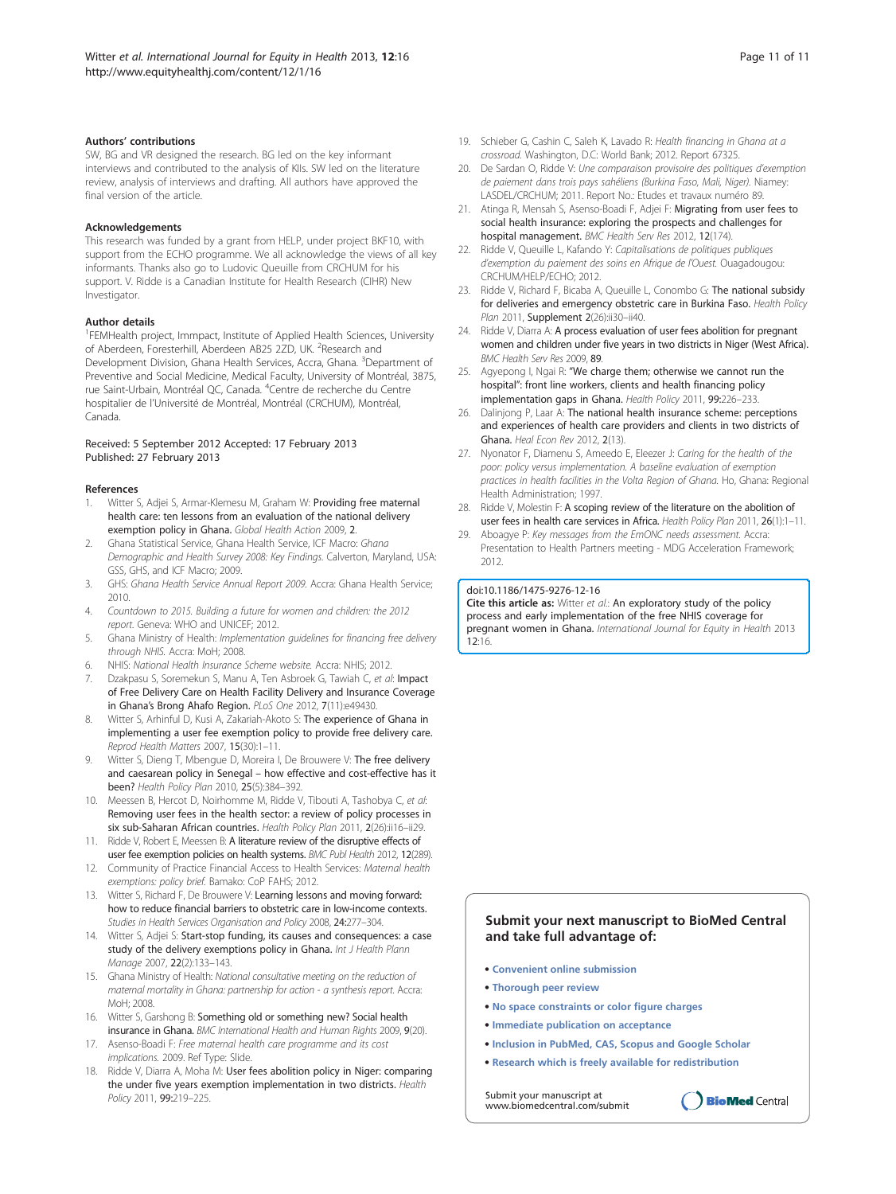### Authors' contributions

SW, BG and VR designed the research. BG led on the key informant interviews and contributed to the analysis of KIIs. SW led on the literature review, analysis of interviews and drafting. All authors have approved the final version of the article.

### Acknowledgements

This research was funded by a grant from HELP, under project BKF10, with support from the ECHO programme. We all acknowledge the views of all key informants. Thanks also go to Ludovic Queuille from CRCHUM for his support. V. Ridde is a Canadian Institute for Health Research (CIHR) New Investigator.

### Author details

[1]FEMHealth project, Immpact, Institute of Applied Health Sciences, University of Aberdeen, Foresterhill, Aberdeen AB25 2ZD, UK. [2]Research and Development Division, Ghana Health Services, Accra, Ghana. [3]Department of Preventive and Social Medicine, Medical Faculty, University of Montréal, 3875, rue Saint-Urbain, Montréal QC, Canada. [4]Centre de recherche du Centre hospitalier de l'Université de Montréal, Montréal (CRCHUM), Montréal, Canada.

Received: 5 September 2012 Accepted: 17 February 2013
Published: 27 February 2013

### References

1. Witter S, Adjei S, Armar-Klemesu M, Graham W: **Providing free maternal health care: ten lessons from an evaluation of the national delivery exemption policy in Ghana.** *Global Health Action* 2009, **2**.
2. Ghana Statistical Service, Ghana Health Service, ICF Macro: *Ghana Demographic and Health Survey 2008: Key Findings.* Calverton, Maryland, USA: GSS, GHS, and ICF Macro; 2009.
3. GHS: *Ghana Health Service Annual Report 2009.* Accra: Ghana Health Service; 2010.
4. *Countdown to 2015. Building a future for women and children: the 2012 report.* Geneva: WHO and UNICEF; 2012.
5. Ghana Ministry of Health: *Implementation guidelines for financing free delivery through NHIS.* Accra: MoH; 2008.
6. NHIS: *National Health Insurance Scheme website.* Accra: NHIS; 2012.
7. Dzakpasu S, Soremekun S, Manu A, Ten Asbroek G, Tawiah C, *et al*: **Impact of Free Delivery Care on Health Facility Delivery and Insurance Coverage in Ghana's Brong Ahafo Region.** *PLoS One* 2012, **7**(11):e49430.
8. Witter S, Arhinful D, Kusi A, Zakariah-Akoto S: **The experience of Ghana in implementing a user fee exemption policy to provide free delivery care.** *Reprod Health Matters* 2007, **15**(30):1–11.
9. Witter S, Dieng T, Mbengue D, Moreira I, De Brouwere V: **The free delivery and caesarean policy in Senegal – how effective and cost-effective has it been?** *Health Policy Plan* 2010, **25**(5):384–392.
10. Meessen B, Hercot D, Noirhomme M, Ridde V, Tibouti A, Tashobya C, *et al*: **Removing user fees in the health sector: a review of policy processes in six sub-Saharan African countries.** *Health Policy Plan* 2011, **2**(26):ii16–ii29.
11. Ridde V, Robert E, Meessen B: **A literature review of the disruptive effects of user fee exemption policies on health systems.** *BMC Publ Health* 2012, **12**(289).
12. Community of Practice Financial Access to Health Services: *Maternal health exemptions: policy brief.* Bamako: CoP FAHS; 2012.
13. Witter S, Richard F, De Brouwere V: **Learning lessons and moving forward: how to reduce financial barriers to obstetric care in low-income contexts.** *Studies in Health Services Organisation and Policy* 2008, **24**:277–304.
14. Witter S, Adjei S: **Start-stop funding, its causes and consequences: a case study of the delivery exemptions policy in Ghana.** *Int J Health Plann Manage* 2007, **22**(2):133–143.
15. Ghana Ministry of Health: *National consultative meeting on the reduction of maternal mortality in Ghana: partnership for action - a synthesis report.* Accra: MoH; 2008.
16. Witter S, Garshong B: **Something old or something new? Social health insurance in Ghana.** *BMC International Health and Human Rights* 2009, **9**(20).
17. Asenso-Boadi F: *Free maternal health care programme and its cost implications.* 2009. Ref Type: Slide.
18. Ridde V, Diarra A, Moha M: **User fees abolition policy in Niger: comparing the under five years exemption implementation in two districts.** *Health Policy* 2011, **99**:219–225.
19. Schieber G, Cashin C, Saleh K, Lavado R: *Health financing in Ghana at a crossroad.* Washington, D.C: World Bank; 2012. Report 67325.
20. De Sardan O, Ridde V: *Une comparaison provisoire des politiques d'exemption de paiement dans trois pays sahéliens (Burkina Faso, Mali, Niger).* Niamey: LASDEL/CRCHUM; 2011. Report No.: Etudes et travaux numéro 89.
21. Atinga R, Mensah S, Asenso-Boadi F, Adjei F: **Migrating from user fees to social health insurance: exploring the prospects and challenges for hospital management.** *BMC Health Serv Res* 2012, **12**(174).
22. Ridde V, Queuille L, Kafando Y: *Capitalisations de politiques publiques d'exemption du paiement des soins en Afrique de l'Ouest.* Ouagadougou: CRCHUM/HELP/ECHO; 2012.
23. Ridde V, Richard F, Bicaba A, Queuille L, Conombo G: **The national subsidy for deliveries and emergency obstetric care in Burkina Faso.** *Health Policy Plan* 2011, **Supplement** 2(26):ii30–ii40.
24. Ridde V, Diarra A: **A process evaluation of user fees abolition for pregnant women and children under five years in two districts in Niger (West Africa).** *BMC Health Serv Res* 2009, **89**.
25. Agyepong I, Ngai R: **"We charge them; otherwise we cannot run the hospital": front line workers, clients and health financing policy implementation gaps in Ghana.** *Health Policy* 2011, **99**:226–233.
26. Dalinjong P, Laar A: **The national health insurance scheme: perceptions and experiences of health care providers and clients in two districts of Ghana.** *Heal Econ Rev* 2012, **2**(13).
27. Nyonator F, Diamenu S, Ameedo E, Eleezer J: *Caring for the health of the poor: policy versus implementation. A baseline evaluation of exemption practices in health facilities in the Volta Region of Ghana.* Ho, Ghana: Regional Health Administration; 1997.
28. Ridde V, Molestin F: **A scoping review of the literature on the abolition of user fees in health care services in Africa.** *Health Policy Plan* 2011, **26**(1):1–11.
29. Aboagye P: *Key messages from the EmONC needs assessment.* Accra: Presentation to Health Partners meeting - MDG Acceleration Framework; 2012.

doi:10.1186/1475-9276-12-16
**Cite this article as:** Witter *et al.*: An exploratory study of the policy process and early implementation of the free NHIS coverage for pregnant women in Ghana. *International Journal for Equity in Health* 2013 **12**:16.

**Submit your next manuscript to BioMed Central and take full advantage of:**

- **Convenient online submission**
- **Thorough peer review**
- **No space constraints or color figure charges**
- **Immediate publication on acceptance**
- **Inclusion in PubMed, CAS, Scopus and Google Scholar**
- **Research which is freely available for redistribution**

Submit your manuscript at
www.biomedcentral.com/submit

BioMed Central